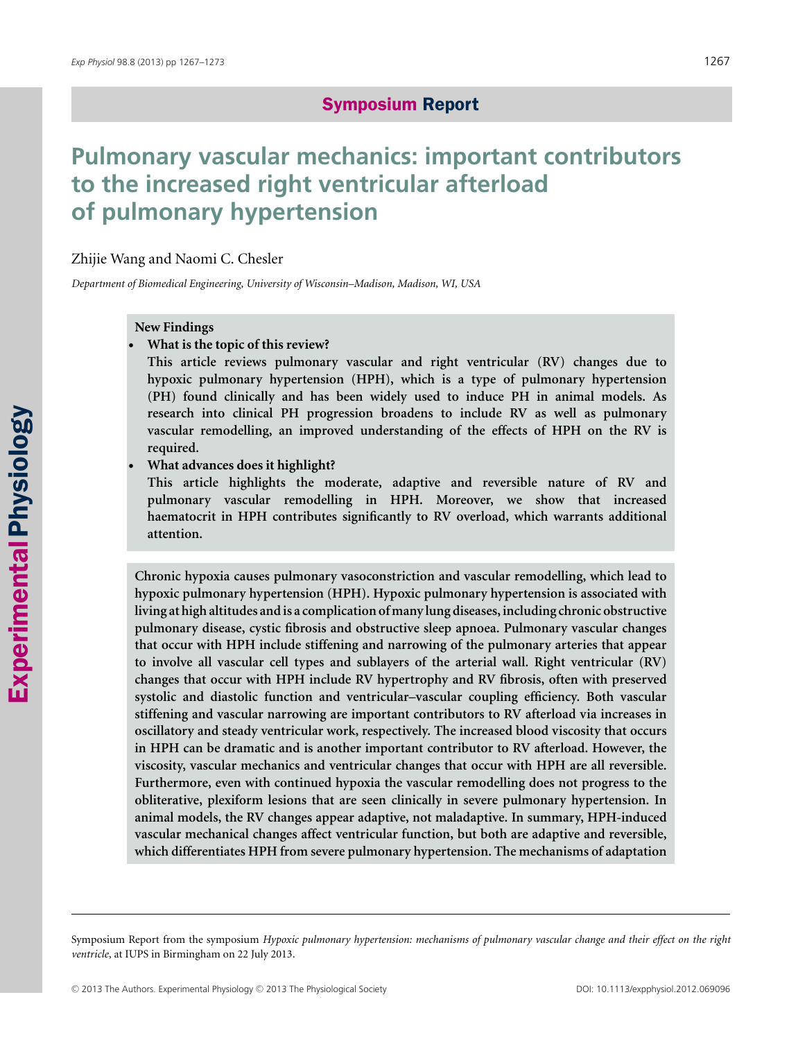Symposium Report

# Pulmonary vascular mechanics: important contributors to the increased right ventricular afterload of pulmonary hypertension

Zhijie Wang and Naomi C. Chesler

*Department of Biomedical Engineering, University of Wisconsin–Madison, Madison, WI, USA*

**New Findings**

- **What is the topic of this review?**
  **This article reviews pulmonary vascular and right ventricular (RV) changes due to hypoxic pulmonary hypertension (HPH), which is a type of pulmonary hypertension (PH) found clinically and has been widely used to induce PH in animal models. As research into clinical PH progression broadens to include RV as well as pulmonary vascular remodelling, an improved understanding of the effects of HPH on the RV is required.**
- **What advances does it highlight?**
  **This article highlights the moderate, adaptive and reversible nature of RV and pulmonary vascular remodelling in HPH. Moreover, we show that increased haematocrit in HPH contributes significantly to RV overload, which warrants additional attention.**

**Chronic hypoxia causes pulmonary vasoconstriction and vascular remodelling, which lead to hypoxic pulmonary hypertension (HPH). Hypoxic pulmonary hypertension is associated with living at high altitudes and is a complication of many lung diseases, including chronic obstructive pulmonary disease, cystic fibrosis and obstructive sleep apnoea. Pulmonary vascular changes that occur with HPH include stiffening and narrowing of the pulmonary arteries that appear to involve all vascular cell types and sublayers of the arterial wall. Right ventricular (RV) changes that occur with HPH include RV hypertrophy and RV fibrosis, often with preserved systolic and diastolic function and ventricular–vascular coupling efficiency. Both vascular stiffening and vascular narrowing are important contributors to RV afterload via increases in oscillatory and steady ventricular work, respectively. The increased blood viscosity that occurs in HPH can be dramatic and is another important contributor to RV afterload. However, the viscosity, vascular mechanics and ventricular changes that occur with HPH are all reversible. Furthermore, even with continued hypoxia the vascular remodelling does not progress to the obliterative, plexiform lesions that are seen clinically in severe pulmonary hypertension. In animal models, the RV changes appear adaptive, not maladaptive. In summary, HPH-induced vascular mechanical changes affect ventricular function, but both are adaptive and reversible, which differentiates HPH from severe pulmonary hypertension. The mechanisms of adaptation**

---

Symposium Report from the symposium *Hypoxic pulmonary hypertension: mechanisms of pulmonary vascular change and their effect on the right ventricle*, at IUPS in Birmingham on 22 July 2013.

© 2013 The Authors. Experimental Physiology © 2013 The Physiological Society

DOI: 10.1113/expphysiol.2012.069096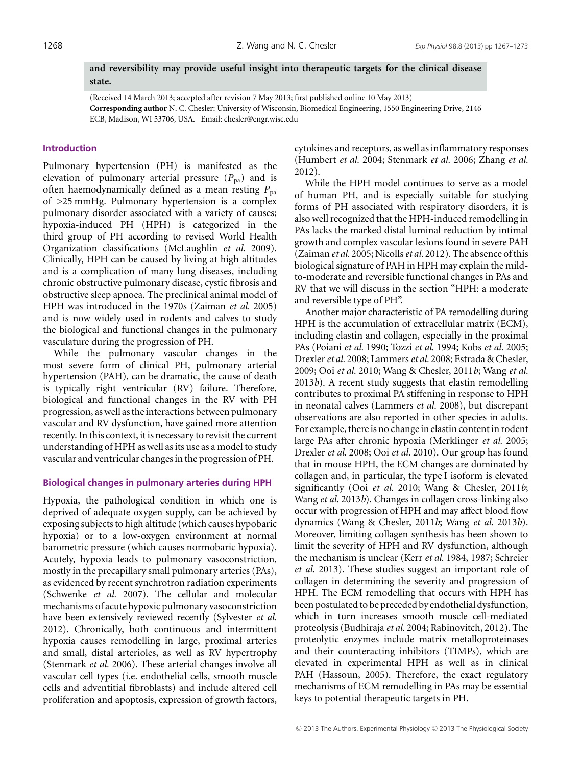**and reversibility may provide useful insight into therapeutic targets for the clinical disease state.**

(Received 14 March 2013; accepted after revision 7 May 2013; first published online 10 May 2013)

**Corresponding author** N. C. Chesler: University of Wisconsin, Biomedical Engineering, 1550 Engineering Drive, 2146 ECB, Madison, WI 53706, USA. Email: chesler@engr.wisc.edu

## Introduction

Pulmonary hypertension (PH) is manifested as the elevation of pulmonary arterial pressure ($P_{pa}$) and is often haemodynamically defined as a mean resting $P_{pa}$ of >25 mmHg. Pulmonary hypertension is a complex pulmonary disorder associated with a variety of causes; hypoxia-induced PH (HPH) is categorized in the third group of PH according to revised World Health Organization classifications (McLaughlin *et al.* 2009). Clinically, HPH can be caused by living at high altitudes and is a complication of many lung diseases, including chronic obstructive pulmonary disease, cystic fibrosis and obstructive sleep apnoea. The preclinical animal model of HPH was introduced in the 1970s (Zaiman *et al.* 2005) and is now widely used in rodents and calves to study the biological and functional changes in the pulmonary vasculature during the progression of PH.

While the pulmonary vascular changes in the most severe form of clinical PH, pulmonary arterial hypertension (PAH), can be dramatic, the cause of death is typically right ventricular (RV) failure. Therefore, biological and functional changes in the RV with PH progression, as well as the interactions between pulmonary vascular and RV dysfunction, have gained more attention recently. In this context, it is necessary to revisit the current understanding of HPH as well as its use as a model to study vascular and ventricular changes in the progression of PH.

## Biological changes in pulmonary arteries during HPH

Hypoxia, the pathological condition in which one is deprived of adequate oxygen supply, can be achieved by exposing subjects to high altitude (which causes hypobaric hypoxia) or to a low-oxygen environment at normal barometric pressure (which causes normobaric hypoxia). Acutely, hypoxia leads to pulmonary vasoconstriction, mostly in the precapillary small pulmonary arteries (PAs), as evidenced by recent synchrotron radiation experiments (Schwenke *et al.* 2007). The cellular and molecular mechanisms of acute hypoxic pulmonary vasoconstriction have been extensively reviewed recently (Sylvester *et al.* 2012). Chronically, both continuous and intermittent hypoxia causes remodelling in large, proximal arteries and small, distal arterioles, as well as RV hypertrophy (Stenmark *et al.* 2006). These arterial changes involve all vascular cell types (i.e. endothelial cells, smooth muscle cells and adventitial fibroblasts) and include altered cell proliferation and apoptosis, expression of growth factors, cytokines and receptors, as well as inflammatory responses (Humbert *et al.* 2004; Stenmark *et al.* 2006; Zhang *et al.* 2012).

While the HPH model continues to serve as a model of human PH, and is especially suitable for studying forms of PH associated with respiratory disorders, it is also well recognized that the HPH-induced remodelling in PAs lacks the marked distal luminal reduction by intimal growth and complex vascular lesions found in severe PAH (Zaiman *et al.* 2005; Nicolls *et al.* 2012). The absence of this biological signature of PAH in HPH may explain the mild-to-moderate and reversible functional changes in PAs and RV that we will discuss in the section "HPH: a moderate and reversible type of PH".

Another major characteristic of PA remodelling during HPH is the accumulation of extracellular matrix (ECM), including elastin and collagen, especially in the proximal PAs (Poiani *et al.* 1990; Tozzi *et al.* 1994; Kobs *et al.* 2005; Drexler *et al.* 2008; Lammers *et al.* 2008; Estrada & Chesler, 2009; Ooi *et al.* 2010; Wang & Chesler, 2011*b*; Wang *et al.* 2013*b*). A recent study suggests that elastin remodelling contributes to proximal PA stiffening in response to HPH in neonatal calves (Lammers *et al.* 2008), but discrepant observations are also reported in other species in adults. For example, there is no change in elastin content in rodent large PAs after chronic hypoxia (Merklinger *et al.* 2005; Drexler *et al.* 2008; Ooi *et al.* 2010). Our group has found that in mouse HPH, the ECM changes are dominated by collagen and, in particular, the type I isoform is elevated significantly (Ooi *et al.* 2010; Wang & Chesler, 2011*b*; Wang *et al.* 2013*b*). Changes in collagen cross-linking also occur with progression of HPH and may affect blood flow dynamics (Wang & Chesler, 2011*b*; Wang *et al.* 2013*b*). Moreover, limiting collagen synthesis has been shown to limit the severity of HPH and RV dysfunction, although the mechanism is unclear (Kerr *et al.* 1984, 1987; Schreier *et al.* 2013). These studies suggest an important role of collagen in determining the severity and progression of HPH. The ECM remodelling that occurs with HPH has been postulated to be preceded by endothelial dysfunction, which in turn increases smooth muscle cell-mediated proteolysis (Budhiraja *et al.* 2004; Rabinovitch, 2012). The proteolytic enzymes include matrix metalloproteinases and their counteracting inhibitors (TIMPs), which are elevated in experimental HPH as well as in clinical PAH (Hassoun, 2005). Therefore, the exact regulatory mechanisms of ECM remodelling in PAs may be essential keys to potential therapeutic targets in PH.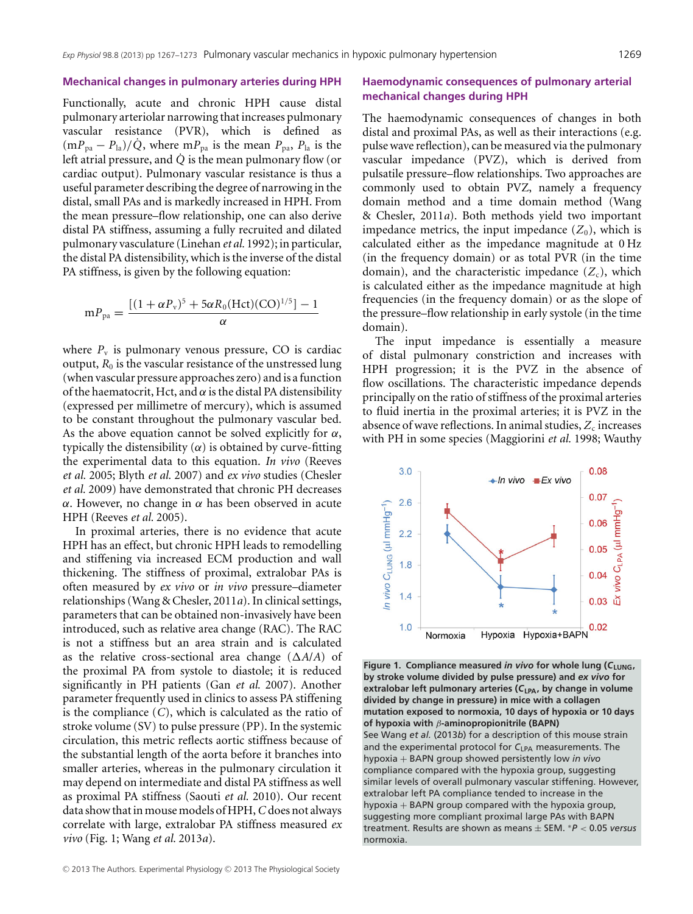## Mechanical changes in pulmonary arteries during HPH

Functionally, acute and chronic HPH cause distal pulmonary arteriolar narrowing that increases pulmonary vascular resistance (PVR), which is defined as $(\mathrm{m}P_{\mathrm{pa}} - P_{\mathrm{la}})/\dot{Q}$, where $\mathrm{m}P_{\mathrm{pa}}$ is the mean $P_{\mathrm{pa}}$, $P_{\mathrm{la}}$ is the left atrial pressure, and $\dot{Q}$ is the mean pulmonary flow (or cardiac output). Pulmonary vascular resistance is thus a useful parameter describing the degree of narrowing in the distal, small PAs and is markedly increased in HPH. From the mean pressure–flow relationship, one can also derive distal PA stiffness, assuming a fully recruited and dilated pulmonary vasculature (Linehan *et al.* 1992); in particular, the distal PA distensibility, which is the inverse of the distal PA stiffness, is given by the following equation:

$$\mathrm{m}P_{\mathrm{pa}} = \frac{[(1 + \alpha P_{\mathrm{v}})^5 + 5\alpha R_0(\mathrm{Hct})(\mathrm{CO})^{1/5}] - 1}{\alpha}$$

where $P_{\mathrm{v}}$ is pulmonary venous pressure, CO is cardiac output, $R_0$ is the vascular resistance of the unstressed lung (when vascular pressure approaches zero) and is a function of the haematocrit, Hct, and $\alpha$ is the distal PA distensibility (expressed per millimetre of mercury), which is assumed to be constant throughout the pulmonary vascular bed. As the above equation cannot be solved explicitly for $\alpha$, typically the distensibility ($\alpha$) is obtained by curve-fitting the experimental data to this equation. *In vivo* (Reeves *et al.* 2005; Blyth *et al.* 2007) and *ex vivo* studies (Chesler *et al.* 2009) have demonstrated that chronic PH decreases $\alpha$. However, no change in $\alpha$ has been observed in acute HPH (Reeves *et al.* 2005).

In proximal arteries, there is no evidence that acute HPH has an effect, but chronic HPH leads to remodelling and stiffening via increased ECM production and wall thickening. The stiffness of proximal, extralobar PAs is often measured by *ex vivo* or *in vivo* pressure–diameter relationships (Wang & Chesler, 2011*a*). In clinical settings, parameters that can be obtained non-invasively have been introduced, such as relative area change (RAC). The RAC is not a stiffness but an area strain and is calculated as the relative cross-sectional area change ($\Delta A/A$) of the proximal PA from systole to diastole; it is reduced significantly in PH patients (Gan *et al.* 2007). Another parameter frequently used in clinics to assess PA stiffening is the compliance ($C$), which is calculated as the ratio of stroke volume (SV) to pulse pressure (PP). In the systemic circulation, this metric reflects aortic stiffness because of the substantial length of the aorta before it branches into smaller arteries, whereas in the pulmonary circulation it may depend on intermediate and distal PA stiffness as well as proximal PA stiffness (Saouti *et al.* 2010). Our recent data show that in mouse models of HPH, $C$ does not always correlate with large, extralobar PA stiffness measured *ex vivo* (Fig. 1; Wang *et al.* 2013*a*).

## Haemodynamic consequences of pulmonary arterial mechanical changes during HPH

The haemodynamic consequences of changes in both distal and proximal PAs, as well as their interactions (e.g. pulse wave reflection), can be measured via the pulmonary vascular impedance (PVZ), which is derived from pulsatile pressure–flow relationships. Two approaches are commonly used to obtain PVZ, namely a frequency domain method and a time domain method (Wang & Chesler, 2011*a*). Both methods yield two important impedance metrics, the input impedance ($Z_0$), which is calculated either as the impedance magnitude at 0 Hz (in the frequency domain) or as total PVR (in the time domain), and the characteristic impedance ($Z_{\mathrm{c}}$), which is calculated either as the impedance magnitude at high frequencies (in the frequency domain) or as the slope of the pressure–flow relationship in early systole (in the time domain).

The input impedance is essentially a measure of distal pulmonary constriction and increases with HPH progression; it is the PVZ in the absence of flow oscillations. The characteristic impedance depends principally on the ratio of stiffness of the proximal arteries to fluid inertia in the proximal arteries; it is PVZ in the absence of wave reflections. In animal studies, $Z_{\mathrm{c}}$ increases with PH in some species (Maggiorini *et al.* 1998; Wauthy

**Figure 1. Compliance measured *in vivo* for whole lung ($C_{\mathrm{LUNG}}$, by stroke volume divided by pulse pressure) and *ex vivo* for extralobar left pulmonary arteries ($C_{\mathrm{LPA}}$, by change in volume divided by change in pressure) in mice with a collagen mutation exposed to normoxia, 10 days of hypoxia or 10 days of hypoxia with $\beta$-aminopropionitrile (BAPN)**

See Wang *et al.* (2013*b*) for a description of this mouse strain and the experimental protocol for $C_{\mathrm{LPA}}$ measurements. The hypoxia + BAPN group showed persistently low *in vivo* compliance compared with the hypoxia group, suggesting similar levels of overall pulmonary vascular stiffening. However, extralobar left PA compliance tended to increase in the hypoxia + BAPN group compared with the hypoxia group, suggesting more compliant proximal large PAs with BAPN treatment. Results are shown as means ± SEM. $^*P < 0.05$ *versus* normoxia.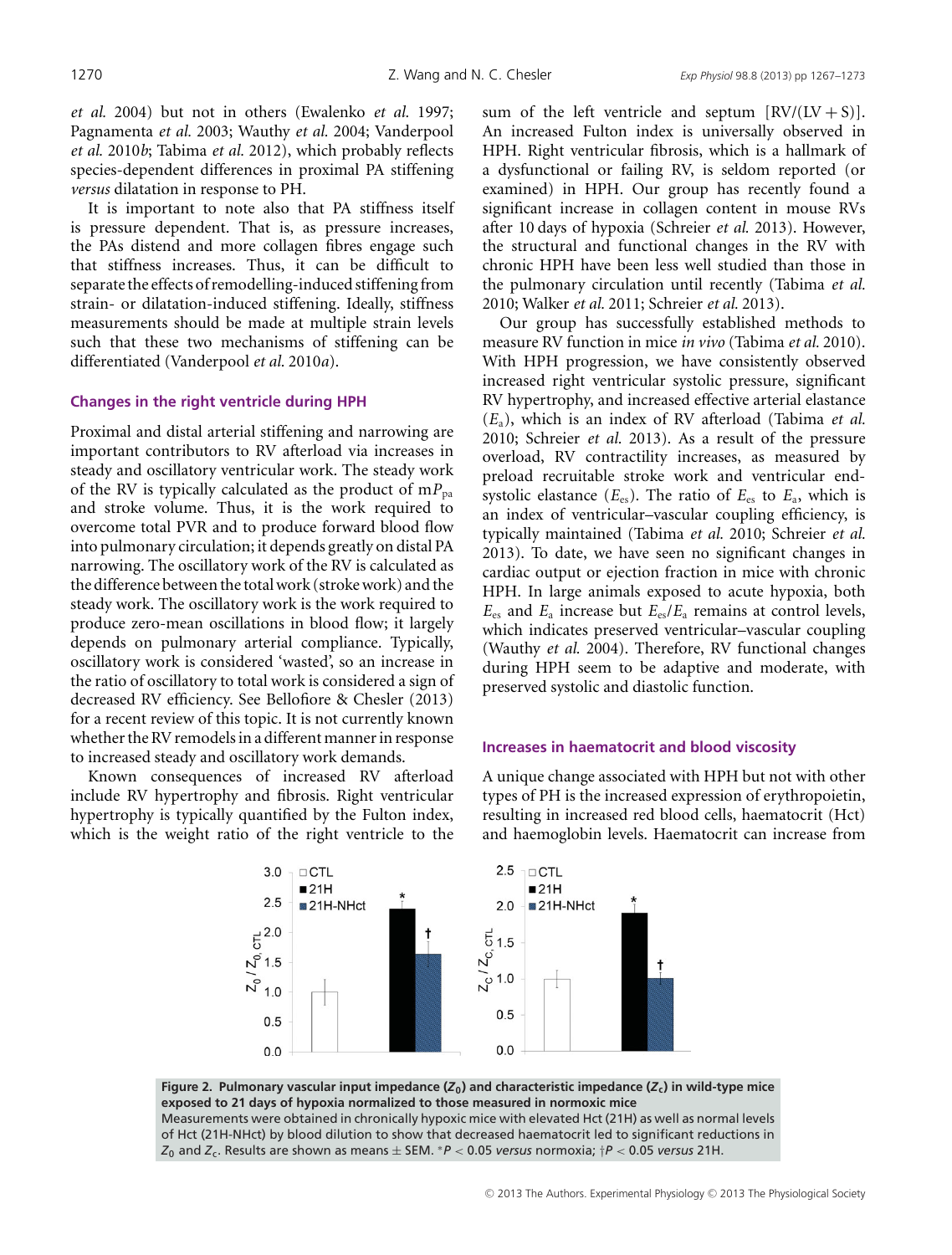*et al.* 2004) but not in others (Ewalenko *et al.* 1997; Pagnamenta *et al.* 2003; Wauthy *et al.* 2004; Vanderpool *et al.* 2010*b*; Tabima *et al.* 2012), which probably reflects species-dependent differences in proximal PA stiffening *versus* dilatation in response to PH.

It is important to note also that PA stiffness itself is pressure dependent. That is, as pressure increases, the PAs distend and more collagen fibres engage such that stiffness increases. Thus, it can be difficult to separate the effects of remodelling-induced stiffening from strain- or dilatation-induced stiffening. Ideally, stiffness measurements should be made at multiple strain levels such that these two mechanisms of stiffening can be differentiated (Vanderpool *et al.* 2010*a*).

## Changes in the right ventricle during HPH

Proximal and distal arterial stiffening and narrowing are important contributors to RV afterload via increases in steady and oscillatory ventricular work. The steady work of the RV is typically calculated as the product of m$P_{pa}$ and stroke volume. Thus, it is the work required to overcome total PVR and to produce forward blood flow into pulmonary circulation; it depends greatly on distal PA narrowing. The oscillatory work of the RV is calculated as the difference between the total work (stroke work) and the steady work. The oscillatory work is the work required to produce zero-mean oscillations in blood flow; it largely depends on pulmonary arterial compliance. Typically, oscillatory work is considered 'wasted', so an increase in the ratio of oscillatory to total work is considered a sign of decreased RV efficiency. See Bellofiore & Chesler (2013) for a recent review of this topic. It is not currently known whether the RV remodels in a different manner in response to increased steady and oscillatory work demands.

Known consequences of increased RV afterload include RV hypertrophy and fibrosis. Right ventricular hypertrophy is typically quantified by the Fulton index, which is the weight ratio of the right ventricle to the sum of the left ventricle and septum [RV/(LV + S)]. An increased Fulton index is universally observed in HPH. Right ventricular fibrosis, which is a hallmark of a dysfunctional or failing RV, is seldom reported (or examined) in HPH. Our group has recently found a significant increase in collagen content in mouse RVs after 10 days of hypoxia (Schreier *et al.* 2013). However, the structural and functional changes in the RV with chronic HPH have been less well studied than those in the pulmonary circulation until recently (Tabima *et al.* 2010; Walker *et al.* 2011; Schreier *et al.* 2013).

Our group has successfully established methods to measure RV function in mice *in vivo* (Tabima *et al.* 2010). With HPH progression, we have consistently observed increased right ventricular systolic pressure, significant RV hypertrophy, and increased effective arterial elastance ($E_a$), which is an index of RV afterload (Tabima *et al.* 2010; Schreier *et al.* 2013). As a result of the pressure overload, RV contractility increases, as measured by preload recruitable stroke work and ventricular end-systolic elastance ($E_{es}$). The ratio of $E_{es}$ to $E_a$, which is an index of ventricular–vascular coupling efficiency, is typically maintained (Tabima *et al.* 2010; Schreier *et al.* 2013). To date, we have seen no significant changes in cardiac output or ejection fraction in mice with chronic HPH. In large animals exposed to acute hypoxia, both $E_{es}$ and $E_a$ increase but $E_{es}/E_a$ remains at control levels, which indicates preserved ventricular–vascular coupling (Wauthy *et al.* 2004). Therefore, RV functional changes during HPH seem to be adaptive and moderate, with preserved systolic and diastolic function.

## Increases in haematocrit and blood viscosity

A unique change associated with HPH but not with other types of PH is the increased expression of erythropoietin, resulting in increased red blood cells, haematocrit (Hct) and haemoglobin levels. Haematocrit can increase from

**Figure 2. Pulmonary vascular input impedance ($Z_0$) and characteristic impedance ($Z_c$) in wild-type mice exposed to 21 days of hypoxia normalized to those measured in normoxic mice**
Measurements were obtained in chronically hypoxic mice with elevated Hct (21H) as well as normal levels of Hct (21H-NHct) by blood dilution to show that decreased haematocrit led to significant reductions in $Z_0$ and $Z_c$. Results are shown as means ± SEM. *$P < 0.05$ *versus* normoxia; †$P < 0.05$ *versus* 21H.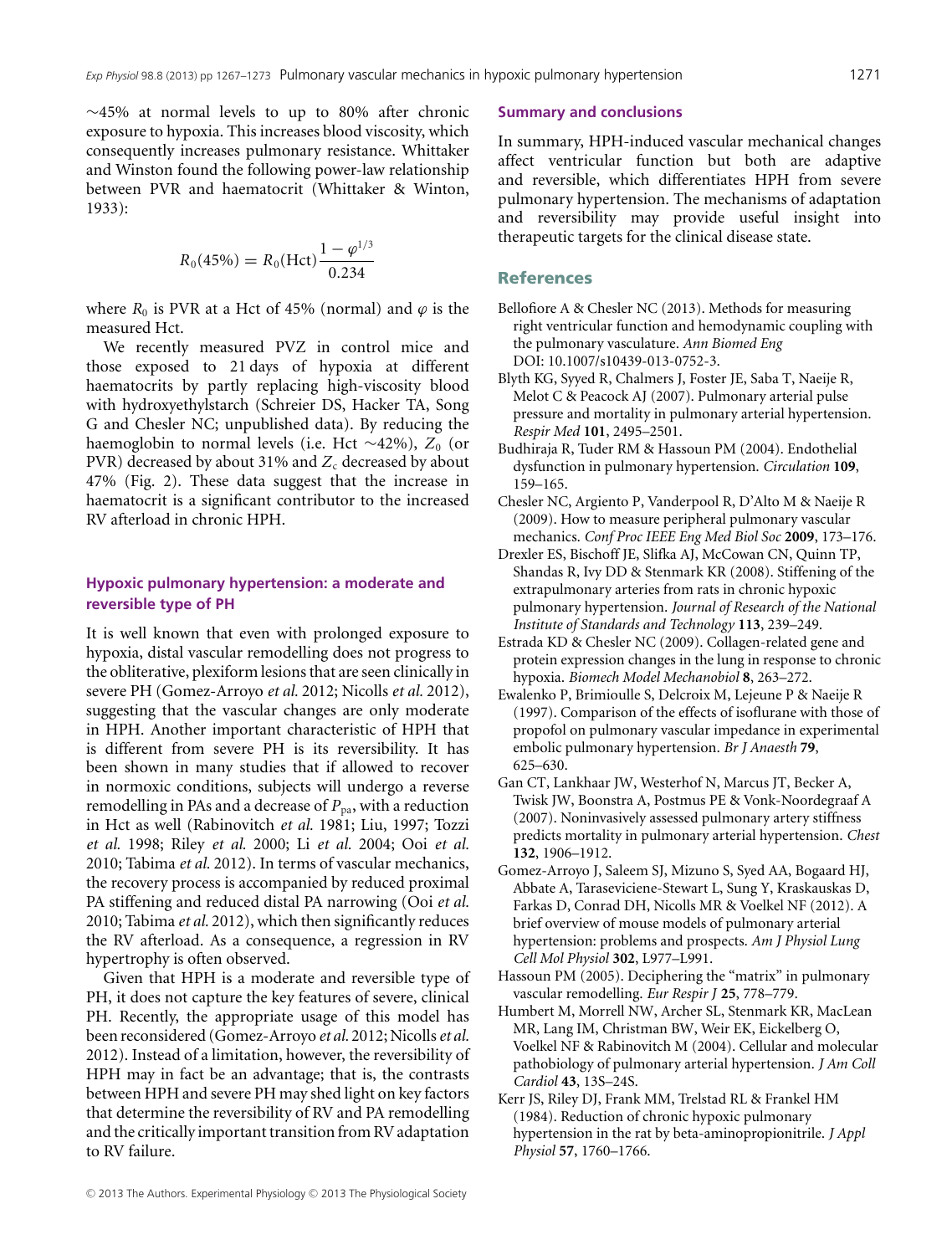~45% at normal levels to up to 80% after chronic exposure to hypoxia. This increases blood viscosity, which consequently increases pulmonary resistance. Whittaker and Winston found the following power-law relationship between PVR and haematocrit (Whittaker & Winton, 1933):

$$R_0(45\%) = R_0(\text{Hct})\frac{1 - \varphi^{1/3}}{0.234}$$

where $R_0$ is PVR at a Hct of 45% (normal) and $\varphi$ is the measured Hct.

We recently measured PVZ in control mice and those exposed to 21 days of hypoxia at different haematocrits by partly replacing high-viscosity blood with hydroxyethylstarch (Schreier DS, Hacker TA, Song G and Chesler NC; unpublished data). By reducing the haemoglobin to normal levels (i.e. Hct ~42%), $Z_0$ (or PVR) decreased by about 31% and $Z_c$ decreased by about 47% (Fig. 2). These data suggest that the increase in haematocrit is a significant contributor to the increased RV afterload in chronic HPH.

### Hypoxic pulmonary hypertension: a moderate and reversible type of PH

It is well known that even with prolonged exposure to hypoxia, distal vascular remodelling does not progress to the obliterative, plexiform lesions that are seen clinically in severe PH (Gomez-Arroyo *et al.* 2012; Nicolls *et al.* 2012), suggesting that the vascular changes are only moderate in HPH. Another important characteristic of HPH that is different from severe PH is its reversibility. It has been shown in many studies that if allowed to recover in normoxic conditions, subjects will undergo a reverse remodelling in PAs and a decrease of $P_{pa}$, with a reduction in Hct as well (Rabinovitch *et al.* 1981; Liu, 1997; Tozzi *et al.* 1998; Riley *et al.* 2000; Li *et al.* 2004; Ooi *et al.* 2010; Tabima *et al.* 2012). In terms of vascular mechanics, the recovery process is accompanied by reduced proximal PA stiffening and reduced distal PA narrowing (Ooi *et al.* 2010; Tabima *et al.* 2012), which then significantly reduces the RV afterload. As a consequence, a regression in RV hypertrophy is often observed.

Given that HPH is a moderate and reversible type of PH, it does not capture the key features of severe, clinical PH. Recently, the appropriate usage of this model has been reconsidered (Gomez-Arroyo *et al.* 2012; Nicolls *et al.* 2012). Instead of a limitation, however, the reversibility of HPH may in fact be an advantage; that is, the contrasts between HPH and severe PH may shed light on key factors that determine the reversibility of RV and PA remodelling and the critically important transition from RV adaptation to RV failure.

### Summary and conclusions

In summary, HPH-induced vascular mechanical changes affect ventricular function but both are adaptive and reversible, which differentiates HPH from severe pulmonary hypertension. The mechanisms of adaptation and reversibility may provide useful insight into therapeutic targets for the clinical disease state.

## References

Bellofiore A & Chesler NC (2013). Methods for measuring right ventricular function and hemodynamic coupling with the pulmonary vasculature. *Ann Biomed Eng* DOI: 10.1007/s10439-013-0752-3.

Blyth KG, Syyed R, Chalmers J, Foster JE, Saba T, Naeije R, Melot C & Peacock AJ (2007). Pulmonary arterial pulse pressure and mortality in pulmonary arterial hypertension. *Respir Med* **101**, 2495–2501.

Budhiraja R, Tuder RM & Hassoun PM (2004). Endothelial dysfunction in pulmonary hypertension. *Circulation* **109**, 159–165.

Chesler NC, Argiento P, Vanderpool R, D'Alto M & Naeije R (2009). How to measure peripheral pulmonary vascular mechanics. *Conf Proc IEEE Eng Med Biol Soc* **2009**, 173–176.

Drexler ES, Bischoff JE, Slifka AJ, McCowan CN, Quinn TP, Shandas R, Ivy DD & Stenmark KR (2008). Stiffening of the extrapulmonary arteries from rats in chronic hypoxic pulmonary hypertension. *Journal of Research of the National Institute of Standards and Technology* **113**, 239–249.

Estrada KD & Chesler NC (2009). Collagen-related gene and protein expression changes in the lung in response to chronic hypoxia. *Biomech Model Mechanobiol* **8**, 263–272.

Ewalenko P, Brimioulle S, Delcroix M, Lejeune P & Naeije R (1997). Comparison of the effects of isoflurane with those of propofol on pulmonary vascular impedance in experimental embolic pulmonary hypertension. *Br J Anaesth* **79**, 625–630.

Gan CT, Lankhaar JW, Westerhof N, Marcus JT, Becker A, Twisk JW, Boonstra A, Postmus PE & Vonk-Noordegraaf A (2007). Noninvasively assessed pulmonary artery stiffness predicts mortality in pulmonary arterial hypertension. *Chest* **132**, 1906–1912.

Gomez-Arroyo J, Saleem SJ, Mizuno S, Syed AA, Bogaard HJ, Abbate A, Taraseviciene-Stewart L, Sung Y, Kraskauskas D, Farkas D, Conrad DH, Nicolls MR & Voelkel NF (2012). A brief overview of mouse models of pulmonary arterial hypertension: problems and prospects. *Am J Physiol Lung Cell Mol Physiol* **302**, L977–L991.

Hassoun PM (2005). Deciphering the "matrix" in pulmonary vascular remodelling. *Eur Respir J* **25**, 778–779.

Humbert M, Morrell NW, Archer SL, Stenmark KR, MacLean MR, Lang IM, Christman BW, Weir EK, Eickelberg O, Voelkel NF & Rabinovitch M (2004). Cellular and molecular pathobiology of pulmonary arterial hypertension. *J Am Coll Cardiol* **43**, 13S–24S.

Kerr JS, Riley DJ, Frank MM, Trelstad RL & Frankel HM (1984). Reduction of chronic hypoxic pulmonary hypertension in the rat by beta-aminopropionitrile. *J Appl Physiol* **57**, 1760–1766.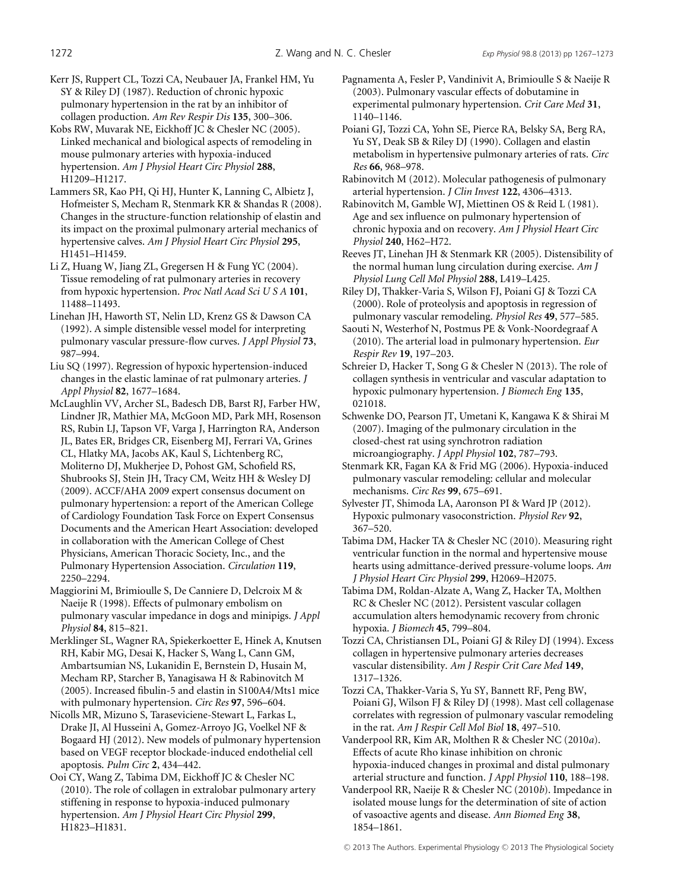Kerr JS, Ruppert CL, Tozzi CA, Neubauer JA, Frankel HM, Yu SY & Riley DJ (1987). Reduction of chronic hypoxic pulmonary hypertension in the rat by an inhibitor of collagen production. *Am Rev Respir Dis* **135**, 300–306.

Kobs RW, Muvarak NE, Eickhoff JC & Chesler NC (2005). Linked mechanical and biological aspects of remodeling in mouse pulmonary arteries with hypoxia-induced hypertension. *Am J Physiol Heart Circ Physiol* **288**, H1209–H1217.

Lammers SR, Kao PH, Qi HJ, Hunter K, Lanning C, Albietz J, Hofmeister S, Mecham R, Stenmark KR & Shandas R (2008). Changes in the structure-function relationship of elastin and its impact on the proximal pulmonary arterial mechanics of hypertensive calves. *Am J Physiol Heart Circ Physiol* **295**, H1451–H1459.

Li Z, Huang W, Jiang ZL, Gregersen H & Fung YC (2004). Tissue remodeling of rat pulmonary arteries in recovery from hypoxic hypertension. *Proc Natl Acad Sci U S A* **101**, 11488–11493.

Linehan JH, Haworth ST, Nelin LD, Krenz GS & Dawson CA (1992). A simple distensible vessel model for interpreting pulmonary vascular pressure-flow curves. *J Appl Physiol* **73**, 987–994.

Liu SQ (1997). Regression of hypoxic hypertension-induced changes in the elastic laminae of rat pulmonary arteries. *J Appl Physiol* **82**, 1677–1684.

McLaughlin VV, Archer SL, Badesch DB, Barst RJ, Farber HW, Lindner JR, Mathier MA, McGoon MD, Park MH, Rosenson RS, Rubin LJ, Tapson VF, Varga J, Harrington RA, Anderson JL, Bates ER, Bridges CR, Eisenberg MJ, Ferrari VA, Grines CL, Hlatky MA, Jacobs AK, Kaul S, Lichtenberg RC, Moliterno DJ, Mukherjee D, Pohost GM, Schofield RS, Shubrooks SJ, Stein JH, Tracy CM, Weitz HH & Wesley DJ (2009). ACCF/AHA 2009 expert consensus document on pulmonary hypertension: a report of the American College of Cardiology Foundation Task Force on Expert Consensus Documents and the American Heart Association: developed in collaboration with the American College of Chest Physicians, American Thoracic Society, Inc., and the Pulmonary Hypertension Association. *Circulation* **119**, 2250–2294.

Maggiorini M, Brimioulle S, De Canniere D, Delcroix M & Naeije R (1998). Effects of pulmonary embolism on pulmonary vascular impedance in dogs and minipigs. *J Appl Physiol* **84**, 815–821.

Merklinger SL, Wagner RA, Spiekerkoetter E, Hinek A, Knutsen RH, Kabir MG, Desai K, Hacker S, Wang L, Cann GM, Ambartsumian NS, Lukanidin E, Bernstein D, Husain M, Mecham RP, Starcher B, Yanagisawa H & Rabinovitch M (2005). Increased fibulin-5 and elastin in S100A4/Mts1 mice with pulmonary hypertension. *Circ Res* **97**, 596–604.

Nicolls MR, Mizuno S, Taraseviciene-Stewart L, Farkas L, Drake JI, Al Husseini A, Gomez-Arroyo JG, Voelkel NF & Bogaard HJ (2012). New models of pulmonary hypertension based on VEGF receptor blockade-induced endothelial cell apoptosis. *Pulm Circ* **2**, 434–442.

Ooi CY, Wang Z, Tabima DM, Eickhoff JC & Chesler NC (2010). The role of collagen in extralobar pulmonary artery stiffening in response to hypoxia-induced pulmonary hypertension. *Am J Physiol Heart Circ Physiol* **299**, H1823–H1831.

Pagnamenta A, Fesler P, Vandinivit A, Brimioulle S & Naeije R (2003). Pulmonary vascular effects of dobutamine in experimental pulmonary hypertension. *Crit Care Med* **31**, 1140–1146.

Poiani GJ, Tozzi CA, Yohn SE, Pierce RA, Belsky SA, Berg RA, Yu SY, Deak SB & Riley DJ (1990). Collagen and elastin metabolism in hypertensive pulmonary arteries of rats. *Circ Res* **66**, 968–978.

Rabinovitch M (2012). Molecular pathogenesis of pulmonary arterial hypertension. *J Clin Invest* **122**, 4306–4313.

Rabinovitch M, Gamble WJ, Miettinen OS & Reid L (1981). Age and sex influence on pulmonary hypertension of chronic hypoxia and on recovery. *Am J Physiol Heart Circ Physiol* **240**, H62–H72.

Reeves JT, Linehan JH & Stenmark KR (2005). Distensibility of the normal human lung circulation during exercise. *Am J Physiol Lung Cell Mol Physiol* **288**, L419–L425.

Riley DJ, Thakker-Varia S, Wilson FJ, Poiani GJ & Tozzi CA (2000). Role of proteolysis and apoptosis in regression of pulmonary vascular remodeling. *Physiol Res* **49**, 577–585.

Saouti N, Westerhof N, Postmus PE & Vonk-Noordegraaf A (2010). The arterial load in pulmonary hypertension. *Eur Respir Rev* **19**, 197–203.

Schreier D, Hacker T, Song G & Chesler N (2013). The role of collagen synthesis in ventricular and vascular adaptation to hypoxic pulmonary hypertension. *J Biomech Eng* **135**, 021018.

Schwenke DO, Pearson JT, Umetani K, Kangawa K & Shirai M (2007). Imaging of the pulmonary circulation in the closed-chest rat using synchrotron radiation microangiography. *J Appl Physiol* **102**, 787–793.

Stenmark KR, Fagan KA & Frid MG (2006). Hypoxia-induced pulmonary vascular remodeling: cellular and molecular mechanisms. *Circ Res* **99**, 675–691.

Sylvester JT, Shimoda LA, Aaronson PI & Ward JP (2012). Hypoxic pulmonary vasoconstriction. *Physiol Rev* **92**, 367–520.

Tabima DM, Hacker TA & Chesler NC (2010). Measuring right ventricular function in the normal and hypertensive mouse hearts using admittance-derived pressure-volume loops. *Am J Physiol Heart Circ Physiol* **299**, H2069–H2075.

Tabima DM, Roldan-Alzate A, Wang Z, Hacker TA, Molthen RC & Chesler NC (2012). Persistent vascular collagen accumulation alters hemodynamic recovery from chronic hypoxia. *J Biomech* **45**, 799–804.

Tozzi CA, Christiansen DL, Poiani GJ & Riley DJ (1994). Excess collagen in hypertensive pulmonary arteries decreases vascular distensibility. *Am J Respir Crit Care Med* **149**, 1317–1326.

Tozzi CA, Thakker-Varia S, Yu SY, Bannett RF, Peng BW, Poiani GJ, Wilson FJ & Riley DJ (1998). Mast cell collagenase correlates with regression of pulmonary vascular remodeling in the rat. *Am J Respir Cell Mol Biol* **18**, 497–510.

Vanderpool RR, Kim AR, Molthen R & Chesler NC (2010*a*). Effects of acute Rho kinase inhibition on chronic hypoxia-induced changes in proximal and distal pulmonary arterial structure and function. *J Appl Physiol* **110**, 188–198.

Vanderpool RR, Naeije R & Chesler NC (2010*b*). Impedance in isolated mouse lungs for the determination of site of action of vasoactive agents and disease. *Ann Biomed Eng* **38**, 1854–1861.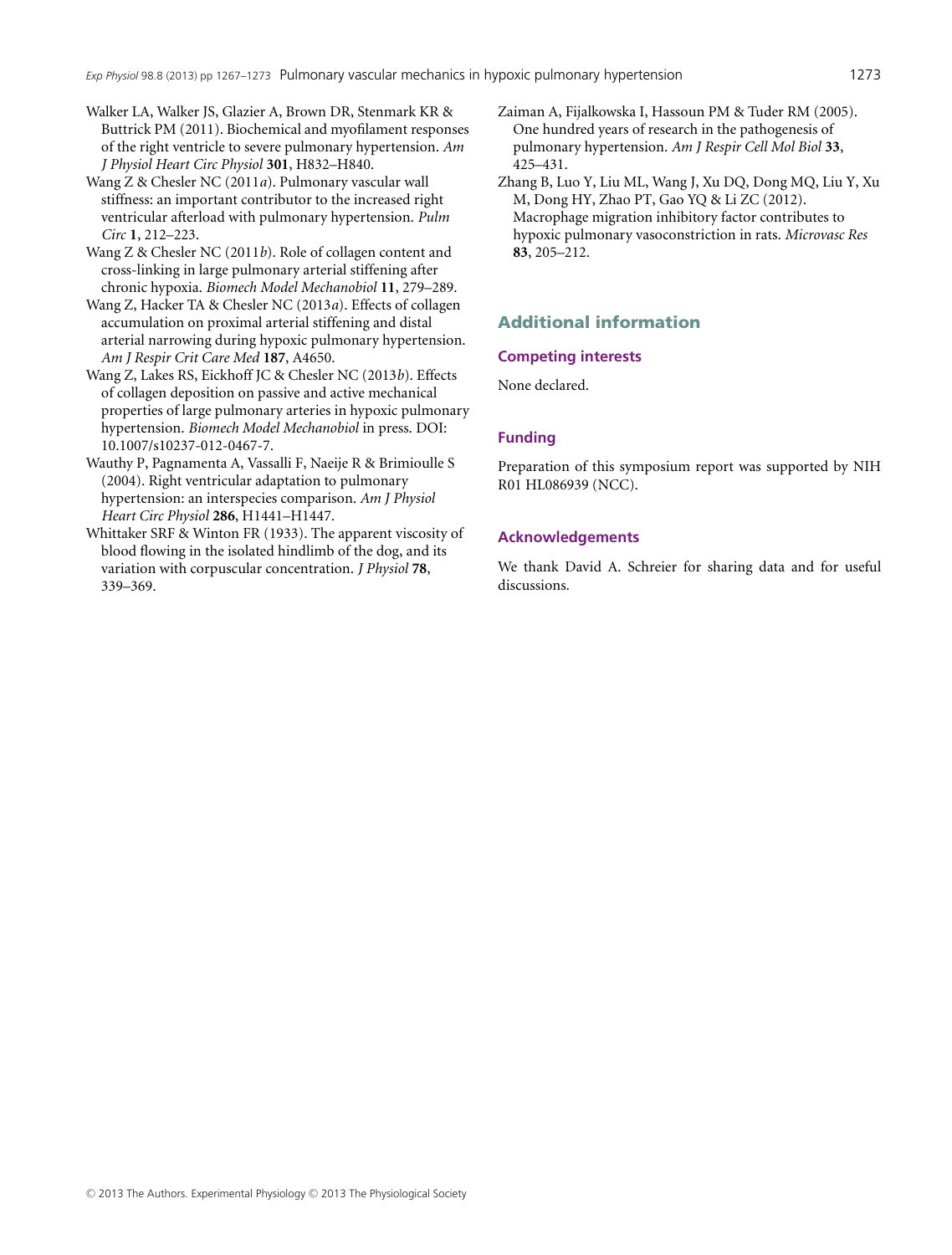Walker LA, Walker JS, Glazier A, Brown DR, Stenmark KR & Buttrick PM (2011). Biochemical and myofilament responses of the right ventricle to severe pulmonary hypertension. *Am J Physiol Heart Circ Physiol* **301**, H832–H840.

Wang Z & Chesler NC (2011*a*). Pulmonary vascular wall stiffness: an important contributor to the increased right ventricular afterload with pulmonary hypertension. *Pulm Circ* **1**, 212–223.

Wang Z & Chesler NC (2011*b*). Role of collagen content and cross-linking in large pulmonary arterial stiffening after chronic hypoxia. *Biomech Model Mechanobiol* **11**, 279–289.

Wang Z, Hacker TA & Chesler NC (2013*a*). Effects of collagen accumulation on proximal arterial stiffening and distal arterial narrowing during hypoxic pulmonary hypertension. *Am J Respir Crit Care Med* **187**, A4650.

Wang Z, Lakes RS, Eickhoff JC & Chesler NC (2013*b*). Effects of collagen deposition on passive and active mechanical properties of large pulmonary arteries in hypoxic pulmonary hypertension. *Biomech Model Mechanobiol* in press. DOI: 10.1007/s10237-012-0467-7.

Wauthy P, Pagnamenta A, Vassalli F, Naeije R & Brimioulle S (2004). Right ventricular adaptation to pulmonary hypertension: an interspecies comparison. *Am J Physiol Heart Circ Physiol* **286**, H1441–H1447.

Whittaker SRF & Winton FR (1933). The apparent viscosity of blood flowing in the isolated hindlimb of the dog, and its variation with corpuscular concentration. *J Physiol* **78**, 339–369.

Zaiman A, Fijalkowska I, Hassoun PM & Tuder RM (2005). One hundred years of research in the pathogenesis of pulmonary hypertension. *Am J Respir Cell Mol Biol* **33**, 425–431.

Zhang B, Luo Y, Liu ML, Wang J, Xu DQ, Dong MQ, Liu Y, Xu M, Dong HY, Zhao PT, Gao YQ & Li ZC (2012). Macrophage migration inhibitory factor contributes to hypoxic pulmonary vasoconstriction in rats. *Microvasc Res* **83**, 205–212.

## Additional information

### Competing interests

None declared.

### Funding

Preparation of this symposium report was supported by NIH R01 HL086939 (NCC).

### Acknowledgements

We thank David A. Schreier for sharing data and for useful discussions.